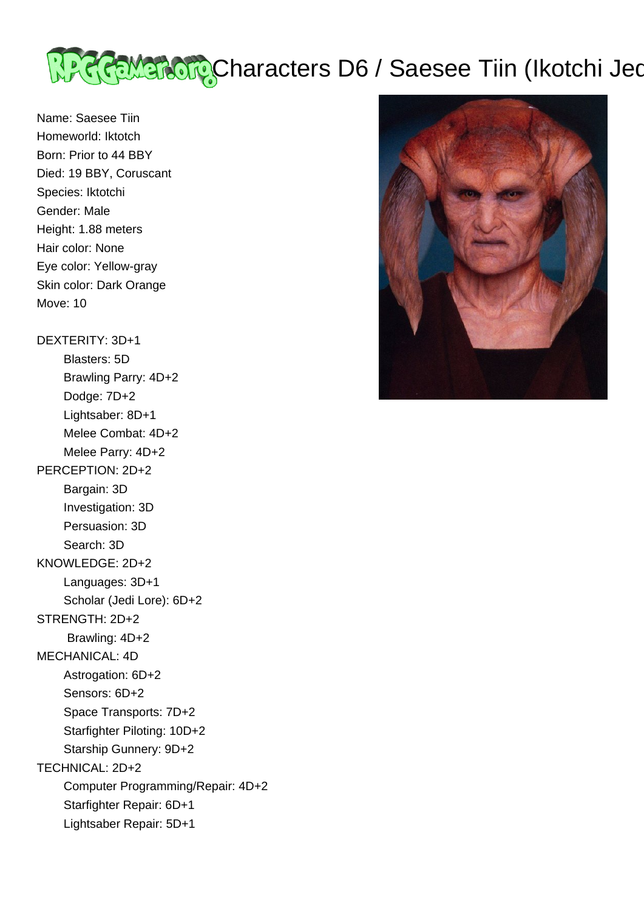# Characters D6 / Saesee Tiin (Ikotchi Jed

Name: Saesee Tiin
Homeworld: Iktotch
Born: Prior to 44 BBY
Died: 19 BBY, Coruscant
Species: Iktotchi
Gender: Male
Height: 1.88 meters
Hair color: None
Eye color: Yellow-gray
Skin color: Dark Orange
Move: 10

DEXTERITY: 3D+1
- Blasters: 5D
- Brawling Parry: 4D+2
- Dodge: 7D+2
- Lightsaber: 8D+1
- Melee Combat: 4D+2
- Melee Parry: 4D+2

PERCEPTION: 2D+2
- Bargain: 3D
- Investigation: 3D
- Persuasion: 3D
- Search: 3D

KNOWLEDGE: 2D+2
- Languages: 3D+1
- Scholar (Jedi Lore): 6D+2

STRENGTH: 2D+2
- Brawling: 4D+2

MECHANICAL: 4D
- Astrogation: 6D+2
- Sensors: 6D+2
- Space Transports: 7D+2
- Starfighter Piloting: 10D+2
- Starship Gunnery: 9D+2

TECHNICAL: 2D+2
- Computer Programming/Repair: 4D+2
- Starfighter Repair: 6D+1
- Lightsaber Repair: 5D+1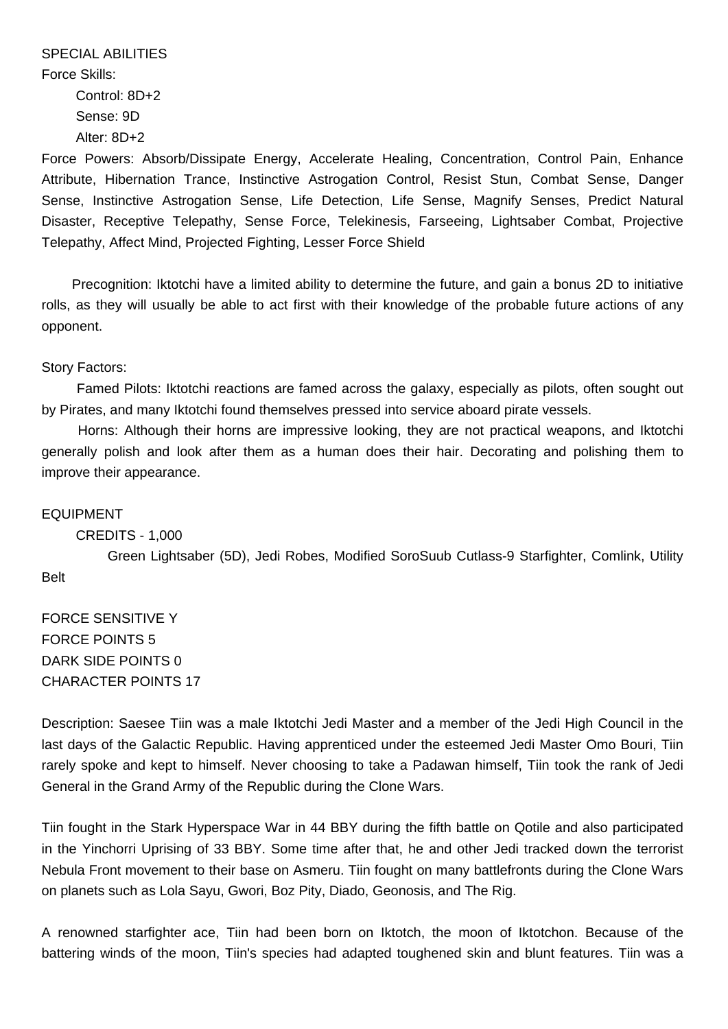SPECIAL ABILITIES

Force Skills:

Control: 8D+2

Sense: 9D

Alter: 8D+2

Force Powers: Absorb/Dissipate Energy, Accelerate Healing, Concentration, Control Pain, Enhance Attribute, Hibernation Trance, Instinctive Astrogation Control, Resist Stun, Combat Sense, Danger Sense, Instinctive Astrogation Sense, Life Detection, Life Sense, Magnify Senses, Predict Natural Disaster, Receptive Telepathy, Sense Force, Telekinesis, Farseeing, Lightsaber Combat, Projective Telepathy, Affect Mind, Projected Fighting, Lesser Force Shield

Precognition: Iktotchi have a limited ability to determine the future, and gain a bonus 2D to initiative rolls, as they will usually be able to act first with their knowledge of the probable future actions of any opponent.

Story Factors:

Famed Pilots: Iktotchi reactions are famed across the galaxy, especially as pilots, often sought out by Pirates, and many Iktotchi found themselves pressed into service aboard pirate vessels.

Horns: Although their horns are impressive looking, they are not practical weapons, and Iktotchi generally polish and look after them as a human does their hair. Decorating and polishing them to improve their appearance.

EQUIPMENT

CREDITS - 1,000

Green Lightsaber (5D), Jedi Robes, Modified SoroSuub Cutlass-9 Starfighter, Comlink, Utility Belt

FORCE SENSITIVE Y

FORCE POINTS 5

DARK SIDE POINTS 0

CHARACTER POINTS 17

Description: Saesee Tiin was a male Iktotchi Jedi Master and a member of the Jedi High Council in the last days of the Galactic Republic. Having apprenticed under the esteemed Jedi Master Omo Bouri, Tiin rarely spoke and kept to himself. Never choosing to take a Padawan himself, Tiin took the rank of Jedi General in the Grand Army of the Republic during the Clone Wars.

Tiin fought in the Stark Hyperspace War in 44 BBY during the fifth battle on Qotile and also participated in the Yinchorri Uprising of 33 BBY. Some time after that, he and other Jedi tracked down the terrorist Nebula Front movement to their base on Asmeru. Tiin fought on many battlefronts during the Clone Wars on planets such as Lola Sayu, Gwori, Boz Pity, Diado, Geonosis, and The Rig.

A renowned starfighter ace, Tiin had been born on Iktotch, the moon of Iktotchon. Because of the battering winds of the moon, Tiin's species had adapted toughened skin and blunt features. Tiin was a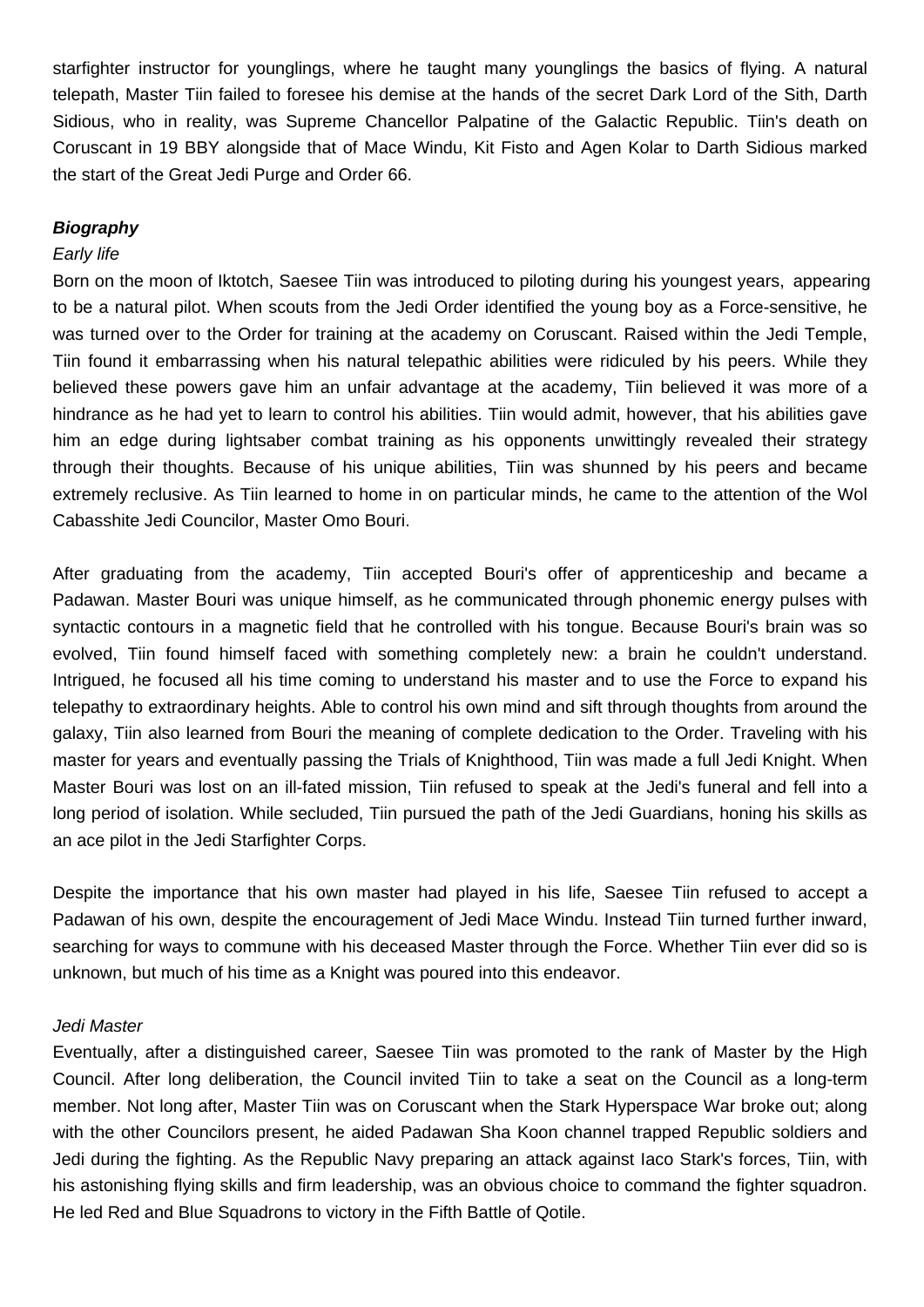starfighter instructor for younglings, where he taught many younglings the basics of flying. A natural telepath, Master Tiin failed to foresee his demise at the hands of the secret Dark Lord of the Sith, Darth Sidious, who in reality, was Supreme Chancellor Palpatine of the Galactic Republic. Tiin's death on Coruscant in 19 BBY alongside that of Mace Windu, Kit Fisto and Agen Kolar to Darth Sidious marked the start of the Great Jedi Purge and Order 66.

***Biography***

*Early life*

Born on the moon of Iktotch, Saesee Tiin was introduced to piloting during his youngest years, appearing to be a natural pilot. When scouts from the Jedi Order identified the young boy as a Force-sensitive, he was turned over to the Order for training at the academy on Coruscant. Raised within the Jedi Temple, Tiin found it embarrassing when his natural telepathic abilities were ridiculed by his peers. While they believed these powers gave him an unfair advantage at the academy, Tiin believed it was more of a hindrance as he had yet to learn to control his abilities. Tiin would admit, however, that his abilities gave him an edge during lightsaber combat training as his opponents unwittingly revealed their strategy through their thoughts. Because of his unique abilities, Tiin was shunned by his peers and became extremely reclusive. As Tiin learned to home in on particular minds, he came to the attention of the Wol Cabasshite Jedi Councilor, Master Omo Bouri.

After graduating from the academy, Tiin accepted Bouri's offer of apprenticeship and became a Padawan. Master Bouri was unique himself, as he communicated through phonemic energy pulses with syntactic contours in a magnetic field that he controlled with his tongue. Because Bouri's brain was so evolved, Tiin found himself faced with something completely new: a brain he couldn't understand. Intrigued, he focused all his time coming to understand his master and to use the Force to expand his telepathy to extraordinary heights. Able to control his own mind and sift through thoughts from around the galaxy, Tiin also learned from Bouri the meaning of complete dedication to the Order. Traveling with his master for years and eventually passing the Trials of Knighthood, Tiin was made a full Jedi Knight. When Master Bouri was lost on an ill-fated mission, Tiin refused to speak at the Jedi's funeral and fell into a long period of isolation. While secluded, Tiin pursued the path of the Jedi Guardians, honing his skills as an ace pilot in the Jedi Starfighter Corps.

Despite the importance that his own master had played in his life, Saesee Tiin refused to accept a Padawan of his own, despite the encouragement of Jedi Mace Windu. Instead Tiin turned further inward, searching for ways to commune with his deceased Master through the Force. Whether Tiin ever did so is unknown, but much of his time as a Knight was poured into this endeavor.

*Jedi Master*

Eventually, after a distinguished career, Saesee Tiin was promoted to the rank of Master by the High Council. After long deliberation, the Council invited Tiin to take a seat on the Council as a long-term member. Not long after, Master Tiin was on Coruscant when the Stark Hyperspace War broke out; along with the other Councilors present, he aided Padawan Sha Koon channel trapped Republic soldiers and Jedi during the fighting. As the Republic Navy preparing an attack against Iaco Stark's forces, Tiin, with his astonishing flying skills and firm leadership, was an obvious choice to command the fighter squadron. He led Red and Blue Squadrons to victory in the Fifth Battle of Qotile.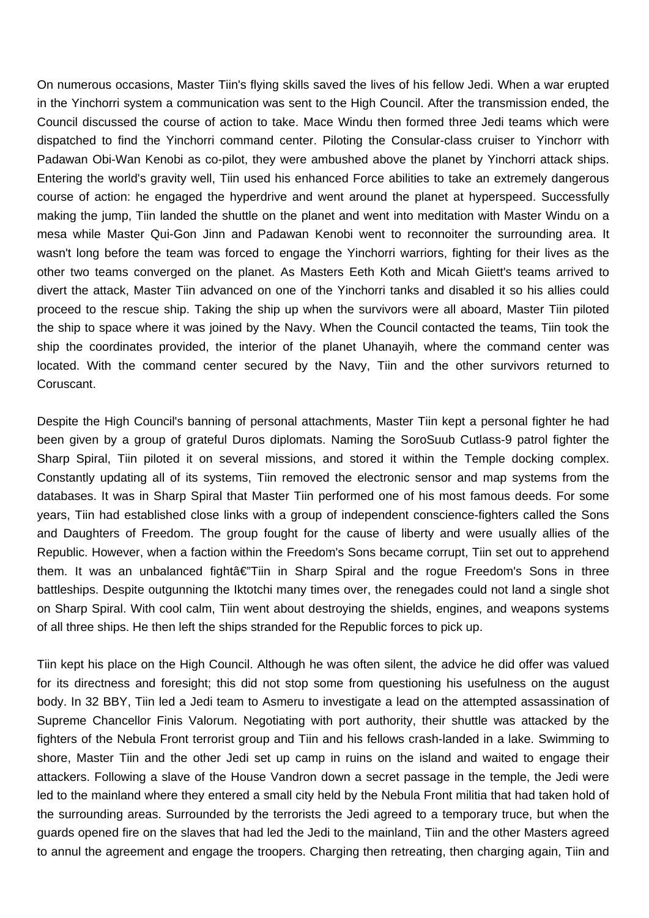On numerous occasions, Master Tiin's flying skills saved the lives of his fellow Jedi. When a war erupted in the Yinchorri system a communication was sent to the High Council. After the transmission ended, the Council discussed the course of action to take. Mace Windu then formed three Jedi teams which were dispatched to find the Yinchorri command center. Piloting the Consular-class cruiser to Yinchorr with Padawan Obi-Wan Kenobi as co-pilot, they were ambushed above the planet by Yinchorri attack ships. Entering the world's gravity well, Tiin used his enhanced Force abilities to take an extremely dangerous course of action: he engaged the hyperdrive and went around the planet at hyperspeed. Successfully making the jump, Tiin landed the shuttle on the planet and went into meditation with Master Windu on a mesa while Master Qui-Gon Jinn and Padawan Kenobi went to reconnoiter the surrounding area. It wasn't long before the team was forced to engage the Yinchorri warriors, fighting for their lives as the other two teams converged on the planet. As Masters Eeth Koth and Micah Giiett's teams arrived to divert the attack, Master Tiin advanced on one of the Yinchorri tanks and disabled it so his allies could proceed to the rescue ship. Taking the ship up when the survivors were all aboard, Master Tiin piloted the ship to space where it was joined by the Navy. When the Council contacted the teams, Tiin took the ship the coordinates provided, the interior of the planet Uhanayih, where the command center was located. With the command center secured by the Navy, Tiin and the other survivors returned to Coruscant.

Despite the High Council's banning of personal attachments, Master Tiin kept a personal fighter he had been given by a group of grateful Duros diplomats. Naming the SoroSuub Cutlass-9 patrol fighter the Sharp Spiral, Tiin piloted it on several missions, and stored it within the Temple docking complex. Constantly updating all of its systems, Tiin removed the electronic sensor and map systems from the databases. It was in Sharp Spiral that Master Tiin performed one of his most famous deeds. For some years, Tiin had established close links with a group of independent conscience-fighters called the Sons and Daughters of Freedom. The group fought for the cause of liberty and were usually allies of the Republic. However, when a faction within the Freedom's Sons became corrupt, Tiin set out to apprehend them. It was an unbalanced fightâ€"Tiin in Sharp Spiral and the rogue Freedom's Sons in three battleships. Despite outgunning the Iktotchi many times over, the renegades could not land a single shot on Sharp Spiral. With cool calm, Tiin went about destroying the shields, engines, and weapons systems of all three ships. He then left the ships stranded for the Republic forces to pick up.

Tiin kept his place on the High Council. Although he was often silent, the advice he did offer was valued for its directness and foresight; this did not stop some from questioning his usefulness on the august body. In 32 BBY, Tiin led a Jedi team to Asmeru to investigate a lead on the attempted assassination of Supreme Chancellor Finis Valorum. Negotiating with port authority, their shuttle was attacked by the fighters of the Nebula Front terrorist group and Tiin and his fellows crash-landed in a lake. Swimming to shore, Master Tiin and the other Jedi set up camp in ruins on the island and waited to engage their attackers. Following a slave of the House Vandron down a secret passage in the temple, the Jedi were led to the mainland where they entered a small city held by the Nebula Front militia that had taken hold of the surrounding areas. Surrounded by the terrorists the Jedi agreed to a temporary truce, but when the guards opened fire on the slaves that had led the Jedi to the mainland, Tiin and the other Masters agreed to annul the agreement and engage the troopers. Charging then retreating, then charging again, Tiin and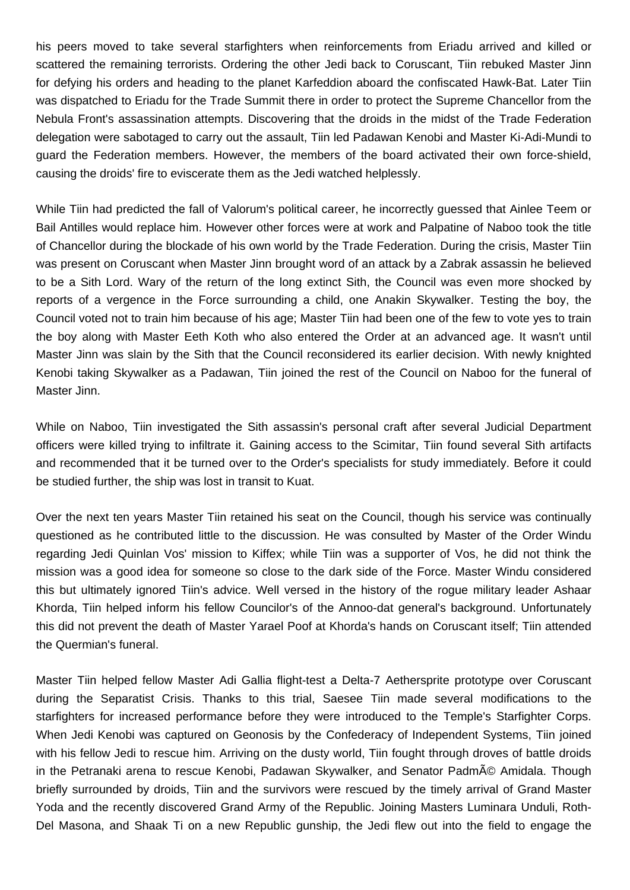his peers moved to take several starfighters when reinforcements from Eriadu arrived and killed or scattered the remaining terrorists. Ordering the other Jedi back to Coruscant, Tiin rebuked Master Jinn for defying his orders and heading to the planet Karfeddion aboard the confiscated Hawk-Bat. Later Tiin was dispatched to Eriadu for the Trade Summit there in order to protect the Supreme Chancellor from the Nebula Front's assassination attempts. Discovering that the droids in the midst of the Trade Federation delegation were sabotaged to carry out the assault, Tiin led Padawan Kenobi and Master Ki-Adi-Mundi to guard the Federation members. However, the members of the board activated their own force-shield, causing the droids' fire to eviscerate them as the Jedi watched helplessly.

While Tiin had predicted the fall of Valorum's political career, he incorrectly guessed that Ainlee Teem or Bail Antilles would replace him. However other forces were at work and Palpatine of Naboo took the title of Chancellor during the blockade of his own world by the Trade Federation. During the crisis, Master Tiin was present on Coruscant when Master Jinn brought word of an attack by a Zabrak assassin he believed to be a Sith Lord. Wary of the return of the long extinct Sith, the Council was even more shocked by reports of a vergence in the Force surrounding a child, one Anakin Skywalker. Testing the boy, the Council voted not to train him because of his age; Master Tiin had been one of the few to vote yes to train the boy along with Master Eeth Koth who also entered the Order at an advanced age. It wasn't until Master Jinn was slain by the Sith that the Council reconsidered its earlier decision. With newly knighted Kenobi taking Skywalker as a Padawan, Tiin joined the rest of the Council on Naboo for the funeral of Master Jinn.

While on Naboo, Tiin investigated the Sith assassin's personal craft after several Judicial Department officers were killed trying to infiltrate it. Gaining access to the Scimitar, Tiin found several Sith artifacts and recommended that it be turned over to the Order's specialists for study immediately. Before it could be studied further, the ship was lost in transit to Kuat.

Over the next ten years Master Tiin retained his seat on the Council, though his service was continually questioned as he contributed little to the discussion. He was consulted by Master of the Order Windu regarding Jedi Quinlan Vos' mission to Kiffex; while Tiin was a supporter of Vos, he did not think the mission was a good idea for someone so close to the dark side of the Force. Master Windu considered this but ultimately ignored Tiin's advice. Well versed in the history of the rogue military leader Ashaar Khorda, Tiin helped inform his fellow Councilor's of the Annoo-dat general's background. Unfortunately this did not prevent the death of Master Yarael Poof at Khorda's hands on Coruscant itself; Tiin attended the Quermian's funeral.

Master Tiin helped fellow Master Adi Gallia flight-test a Delta-7 Aethersprite prototype over Coruscant during the Separatist Crisis. Thanks to this trial, Saesee Tiin made several modifications to the starfighters for increased performance before they were introduced to the Temple's Starfighter Corps. When Jedi Kenobi was captured on Geonosis by the Confederacy of Independent Systems, Tiin joined with his fellow Jedi to rescue him. Arriving on the dusty world, Tiin fought through droves of battle droids in the Petranaki arena to rescue Kenobi, Padawan Skywalker, and Senator PadmÃ© Amidala. Though briefly surrounded by droids, Tiin and the survivors were rescued by the timely arrival of Grand Master Yoda and the recently discovered Grand Army of the Republic. Joining Masters Luminara Unduli, Roth-Del Masona, and Shaak Ti on a new Republic gunship, the Jedi flew out into the field to engage the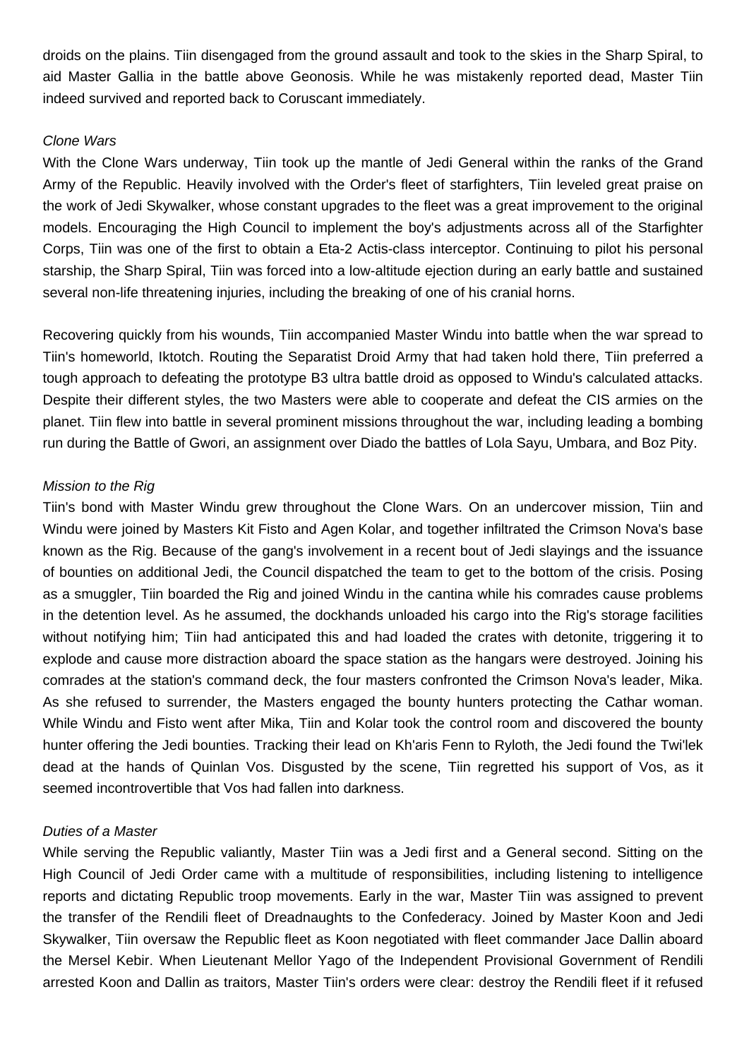droids on the plains. Tiin disengaged from the ground assault and took to the skies in the Sharp Spiral, to aid Master Gallia in the battle above Geonosis. While he was mistakenly reported dead, Master Tiin indeed survived and reported back to Coruscant immediately.

*Clone Wars*

With the Clone Wars underway, Tiin took up the mantle of Jedi General within the ranks of the Grand Army of the Republic. Heavily involved with the Order's fleet of starfighters, Tiin leveled great praise on the work of Jedi Skywalker, whose constant upgrades to the fleet was a great improvement to the original models. Encouraging the High Council to implement the boy's adjustments across all of the Starfighter Corps, Tiin was one of the first to obtain a Eta-2 Actis-class interceptor. Continuing to pilot his personal starship, the Sharp Spiral, Tiin was forced into a low-altitude ejection during an early battle and sustained several non-life threatening injuries, including the breaking of one of his cranial horns.

Recovering quickly from his wounds, Tiin accompanied Master Windu into battle when the war spread to Tiin's homeworld, Iktotch. Routing the Separatist Droid Army that had taken hold there, Tiin preferred a tough approach to defeating the prototype B3 ultra battle droid as opposed to Windu's calculated attacks. Despite their different styles, the two Masters were able to cooperate and defeat the CIS armies on the planet. Tiin flew into battle in several prominent missions throughout the war, including leading a bombing run during the Battle of Gwori, an assignment over Diado the battles of Lola Sayu, Umbara, and Boz Pity.

*Mission to the Rig*

Tiin's bond with Master Windu grew throughout the Clone Wars. On an undercover mission, Tiin and Windu were joined by Masters Kit Fisto and Agen Kolar, and together infiltrated the Crimson Nova's base known as the Rig. Because of the gang's involvement in a recent bout of Jedi slayings and the issuance of bounties on additional Jedi, the Council dispatched the team to get to the bottom of the crisis. Posing as a smuggler, Tiin boarded the Rig and joined Windu in the cantina while his comrades cause problems in the detention level. As he assumed, the dockhands unloaded his cargo into the Rig's storage facilities without notifying him; Tiin had anticipated this and had loaded the crates with detonite, triggering it to explode and cause more distraction aboard the space station as the hangars were destroyed. Joining his comrades at the station's command deck, the four masters confronted the Crimson Nova's leader, Mika. As she refused to surrender, the Masters engaged the bounty hunters protecting the Cathar woman. While Windu and Fisto went after Mika, Tiin and Kolar took the control room and discovered the bounty hunter offering the Jedi bounties. Tracking their lead on Kh'aris Fenn to Ryloth, the Jedi found the Twi'lek dead at the hands of Quinlan Vos. Disgusted by the scene, Tiin regretted his support of Vos, as it seemed incontrovertible that Vos had fallen into darkness.

*Duties of a Master*

While serving the Republic valiantly, Master Tiin was a Jedi first and a General second. Sitting on the High Council of Jedi Order came with a multitude of responsibilities, including listening to intelligence reports and dictating Republic troop movements. Early in the war, Master Tiin was assigned to prevent the transfer of the Rendili fleet of Dreadnaughts to the Confederacy. Joined by Master Koon and Jedi Skywalker, Tiin oversaw the Republic fleet as Koon negotiated with fleet commander Jace Dallin aboard the Mersel Kebir. When Lieutenant Mellor Yago of the Independent Provisional Government of Rendili arrested Koon and Dallin as traitors, Master Tiin's orders were clear: destroy the Rendili fleet if it refused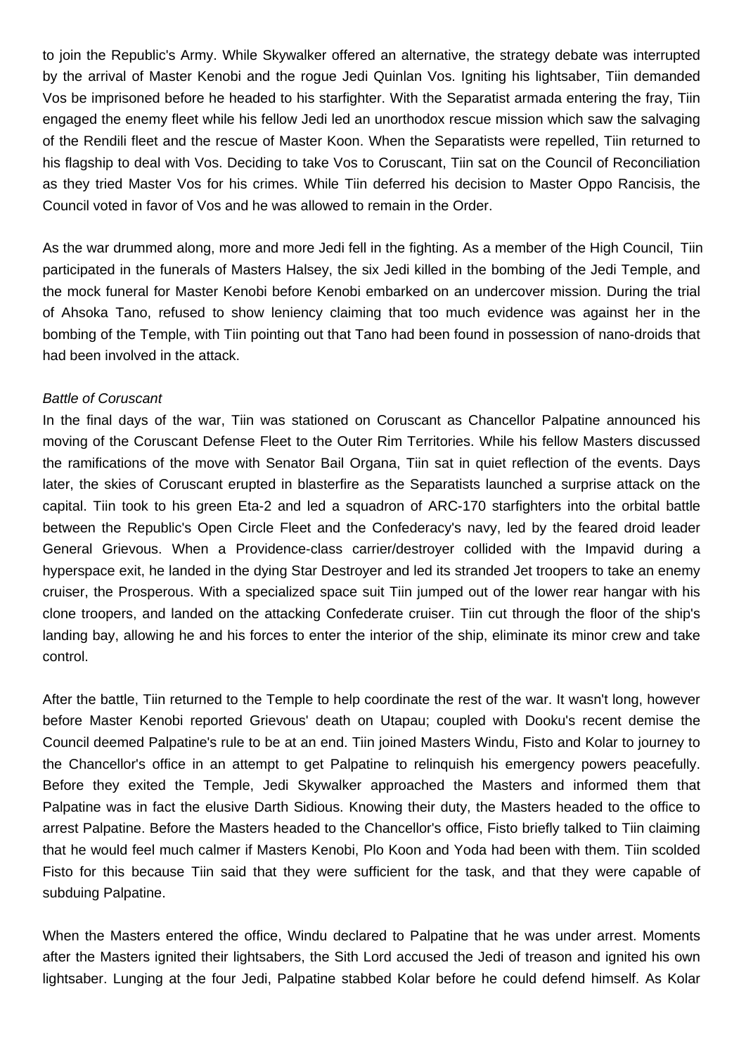to join the Republic's Army. While Skywalker offered an alternative, the strategy debate was interrupted by the arrival of Master Kenobi and the rogue Jedi Quinlan Vos. Igniting his lightsaber, Tiin demanded Vos be imprisoned before he headed to his starfighter. With the Separatist armada entering the fray, Tiin engaged the enemy fleet while his fellow Jedi led an unorthodox rescue mission which saw the salvaging of the Rendili fleet and the rescue of Master Koon. When the Separatists were repelled, Tiin returned to his flagship to deal with Vos. Deciding to take Vos to Coruscant, Tiin sat on the Council of Reconciliation as they tried Master Vos for his crimes. While Tiin deferred his decision to Master Oppo Rancisis, the Council voted in favor of Vos and he was allowed to remain in the Order.

As the war drummed along, more and more Jedi fell in the fighting. As a member of the High Council, Tiin participated in the funerals of Masters Halsey, the six Jedi killed in the bombing of the Jedi Temple, and the mock funeral for Master Kenobi before Kenobi embarked on an undercover mission. During the trial of Ahsoka Tano, refused to show leniency claiming that too much evidence was against her in the bombing of the Temple, with Tiin pointing out that Tano had been found in possession of nano-droids that had been involved in the attack.

*Battle of Coruscant*

In the final days of the war, Tiin was stationed on Coruscant as Chancellor Palpatine announced his moving of the Coruscant Defense Fleet to the Outer Rim Territories. While his fellow Masters discussed the ramifications of the move with Senator Bail Organa, Tiin sat in quiet reflection of the events. Days later, the skies of Coruscant erupted in blasterfire as the Separatists launched a surprise attack on the capital. Tiin took to his green Eta-2 and led a squadron of ARC-170 starfighters into the orbital battle between the Republic's Open Circle Fleet and the Confederacy's navy, led by the feared droid leader General Grievous. When a Providence-class carrier/destroyer collided with the Impavid during a hyperspace exit, he landed in the dying Star Destroyer and led its stranded Jet troopers to take an enemy cruiser, the Prosperous. With a specialized space suit Tiin jumped out of the lower rear hangar with his clone troopers, and landed on the attacking Confederate cruiser. Tiin cut through the floor of the ship's landing bay, allowing he and his forces to enter the interior of the ship, eliminate its minor crew and take control.

After the battle, Tiin returned to the Temple to help coordinate the rest of the war. It wasn't long, however before Master Kenobi reported Grievous' death on Utapau; coupled with Dooku's recent demise the Council deemed Palpatine's rule to be at an end. Tiin joined Masters Windu, Fisto and Kolar to journey to the Chancellor's office in an attempt to get Palpatine to relinquish his emergency powers peacefully. Before they exited the Temple, Jedi Skywalker approached the Masters and informed them that Palpatine was in fact the elusive Darth Sidious. Knowing their duty, the Masters headed to the office to arrest Palpatine. Before the Masters headed to the Chancellor's office, Fisto briefly talked to Tiin claiming that he would feel much calmer if Masters Kenobi, Plo Koon and Yoda had been with them. Tiin scolded Fisto for this because Tiin said that they were sufficient for the task, and that they were capable of subduing Palpatine.

When the Masters entered the office, Windu declared to Palpatine that he was under arrest. Moments after the Masters ignited their lightsabers, the Sith Lord accused the Jedi of treason and ignited his own lightsaber. Lunging at the four Jedi, Palpatine stabbed Kolar before he could defend himself. As Kolar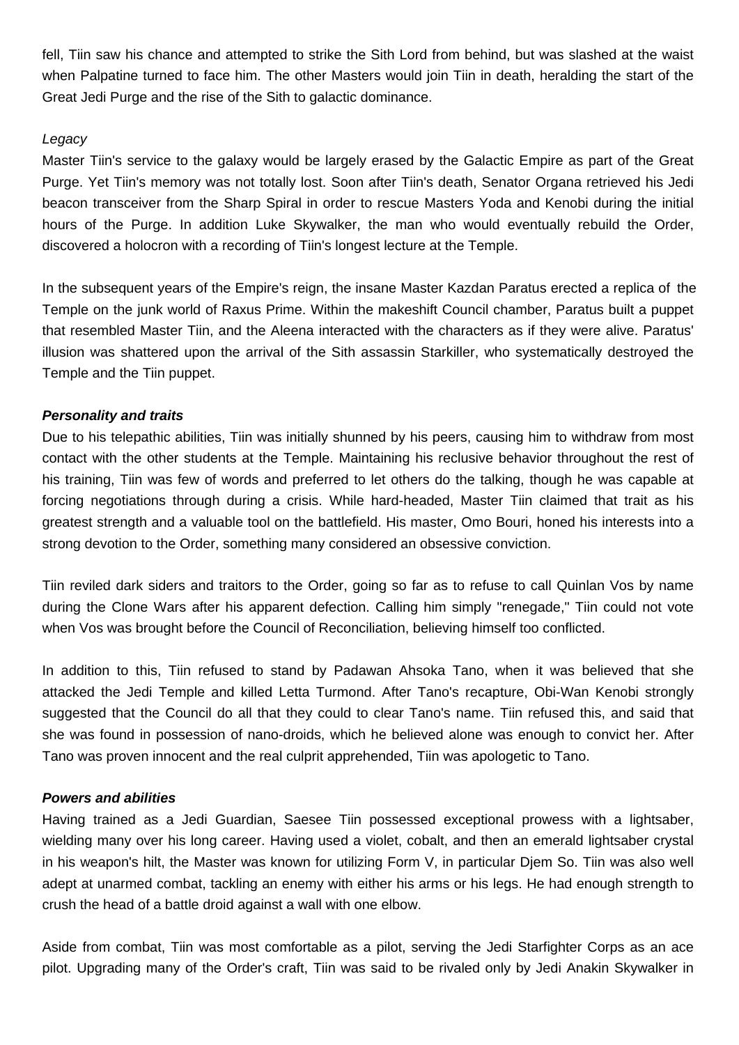fell, Tiin saw his chance and attempted to strike the Sith Lord from behind, but was slashed at the waist when Palpatine turned to face him. The other Masters would join Tiin in death, heralding the start of the Great Jedi Purge and the rise of the Sith to galactic dominance.

*Legacy*

Master Tiin's service to the galaxy would be largely erased by the Galactic Empire as part of the Great Purge. Yet Tiin's memory was not totally lost. Soon after Tiin's death, Senator Organa retrieved his Jedi beacon transceiver from the Sharp Spiral in order to rescue Masters Yoda and Kenobi during the initial hours of the Purge. In addition Luke Skywalker, the man who would eventually rebuild the Order, discovered a holocron with a recording of Tiin's longest lecture at the Temple.

In the subsequent years of the Empire's reign, the insane Master Kazdan Paratus erected a replica of the Temple on the junk world of Raxus Prime. Within the makeshift Council chamber, Paratus built a puppet that resembled Master Tiin, and the Aleena interacted with the characters as if they were alive. Paratus' illusion was shattered upon the arrival of the Sith assassin Starkiller, who systematically destroyed the Temple and the Tiin puppet.

***Personality and traits***

Due to his telepathic abilities, Tiin was initially shunned by his peers, causing him to withdraw from most contact with the other students at the Temple. Maintaining his reclusive behavior throughout the rest of his training, Tiin was few of words and preferred to let others do the talking, though he was capable at forcing negotiations through during a crisis. While hard-headed, Master Tiin claimed that trait as his greatest strength and a valuable tool on the battlefield. His master, Omo Bouri, honed his interests into a strong devotion to the Order, something many considered an obsessive conviction.

Tiin reviled dark siders and traitors to the Order, going so far as to refuse to call Quinlan Vos by name during the Clone Wars after his apparent defection. Calling him simply "renegade," Tiin could not vote when Vos was brought before the Council of Reconciliation, believing himself too conflicted.

In addition to this, Tiin refused to stand by Padawan Ahsoka Tano, when it was believed that she attacked the Jedi Temple and killed Letta Turmond. After Tano's recapture, Obi-Wan Kenobi strongly suggested that the Council do all that they could to clear Tano's name. Tiin refused this, and said that she was found in possession of nano-droids, which he believed alone was enough to convict her. After Tano was proven innocent and the real culprit apprehended, Tiin was apologetic to Tano.

***Powers and abilities***

Having trained as a Jedi Guardian, Saesee Tiin possessed exceptional prowess with a lightsaber, wielding many over his long career. Having used a violet, cobalt, and then an emerald lightsaber crystal in his weapon's hilt, the Master was known for utilizing Form V, in particular Djem So. Tiin was also well adept at unarmed combat, tackling an enemy with either his arms or his legs. He had enough strength to crush the head of a battle droid against a wall with one elbow.

Aside from combat, Tiin was most comfortable as a pilot, serving the Jedi Starfighter Corps as an ace pilot. Upgrading many of the Order's craft, Tiin was said to be rivaled only by Jedi Anakin Skywalker in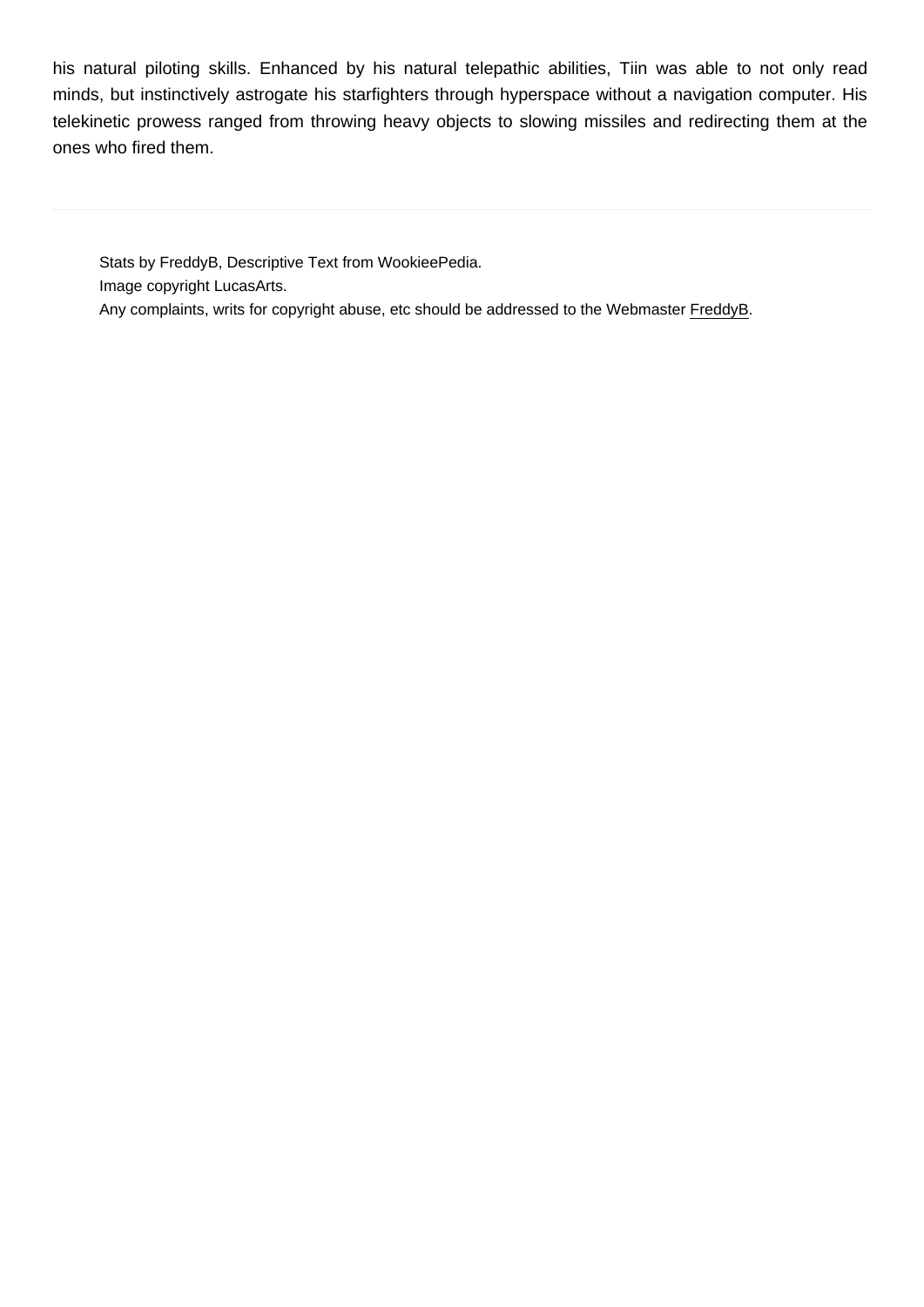his natural piloting skills. Enhanced by his natural telepathic abilities, Tiin was able to not only read minds, but instinctively astrogate his starfighters through hyperspace without a navigation computer. His telekinetic prowess ranged from throwing heavy objects to slowing missiles and redirecting them at the ones who fired them.

---

Stats by FreddyB, Descriptive Text from WookieePedia.
Image copyright LucasArts.
Any complaints, writs for copyright abuse, etc should be addressed to the Webmaster FreddyB.